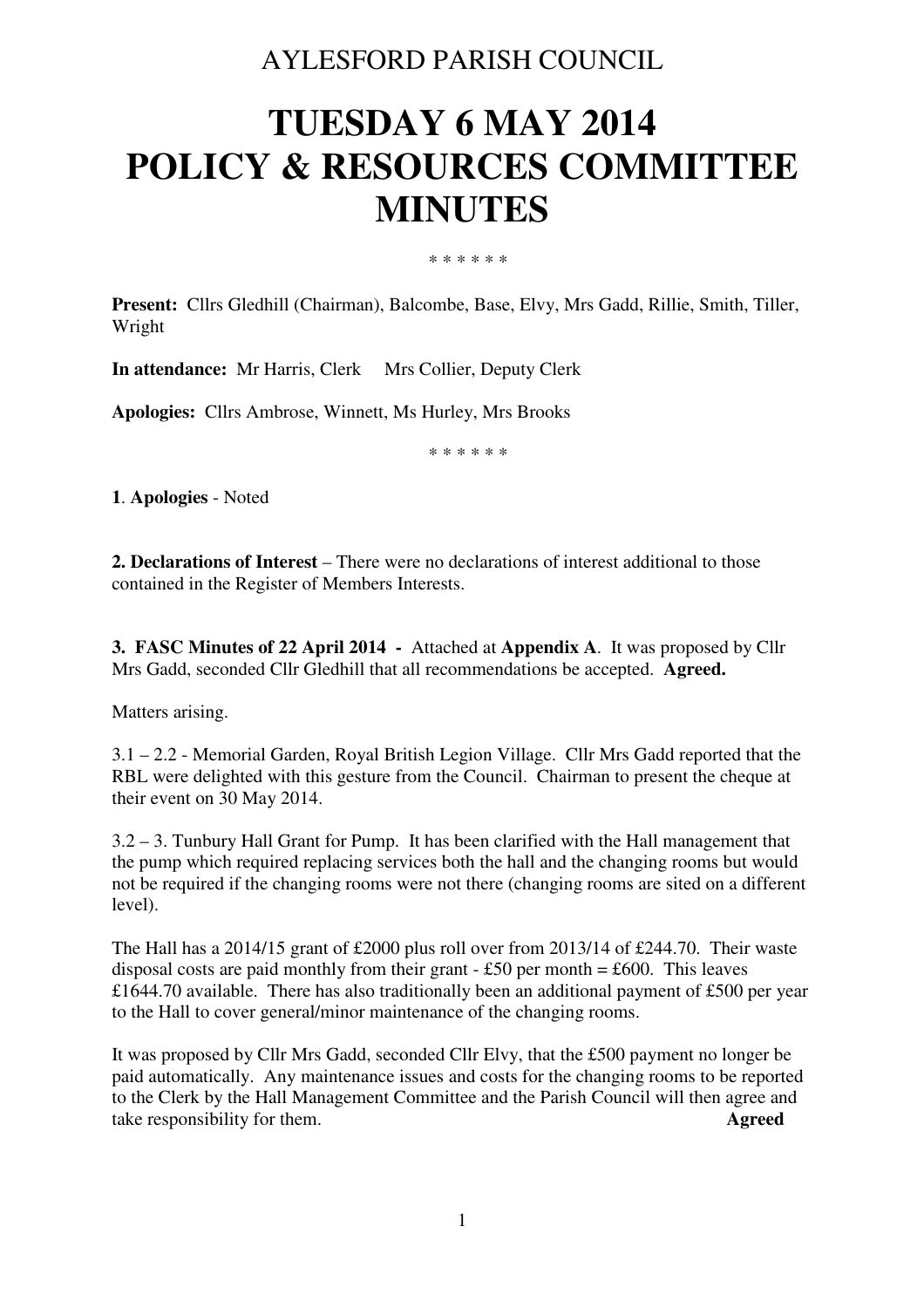AYLESFORD PARISH COUNCIL

# TUESDAY 6 MAY 2014
# POLICY & RESOURCES COMMITTEE MINUTES

\* \* \* \* \* \*

**Present:** Cllrs Gledhill (Chairman), Balcombe, Base, Elvy, Mrs Gadd, Rillie, Smith, Tiller, Wright

**In attendance:** Mr Harris, Clerk  Mrs Collier, Deputy Clerk

**Apologies:** Cllrs Ambrose, Winnett, Ms Hurley, Mrs Brooks

\* \* \* \* \* \*

**1**. **Apologies** - Noted

**2. Declarations of Interest** – There were no declarations of interest additional to those contained in the Register of Members Interests.

**3. FASC Minutes of 22 April 2014 -** Attached at **Appendix A**. It was proposed by Cllr Mrs Gadd, seconded Cllr Gledhill that all recommendations be accepted. **Agreed.**

Matters arising.

3.1 – 2.2 - Memorial Garden, Royal British Legion Village. Cllr Mrs Gadd reported that the RBL were delighted with this gesture from the Council. Chairman to present the cheque at their event on 30 May 2014.

3.2 – 3. Tunbury Hall Grant for Pump. It has been clarified with the Hall management that the pump which required replacing services both the hall and the changing rooms but would not be required if the changing rooms were not there (changing rooms are sited on a different level).

The Hall has a 2014/15 grant of £2000 plus roll over from 2013/14 of £244.70. Their waste disposal costs are paid monthly from their grant - £50 per month = £600. This leaves £1644.70 available. There has also traditionally been an additional payment of £500 per year to the Hall to cover general/minor maintenance of the changing rooms.

It was proposed by Cllr Mrs Gadd, seconded Cllr Elvy, that the £500 payment no longer be paid automatically. Any maintenance issues and costs for the changing rooms to be reported to the Clerk by the Hall Management Committee and the Parish Council will then agree and take responsibility for them. **Agreed**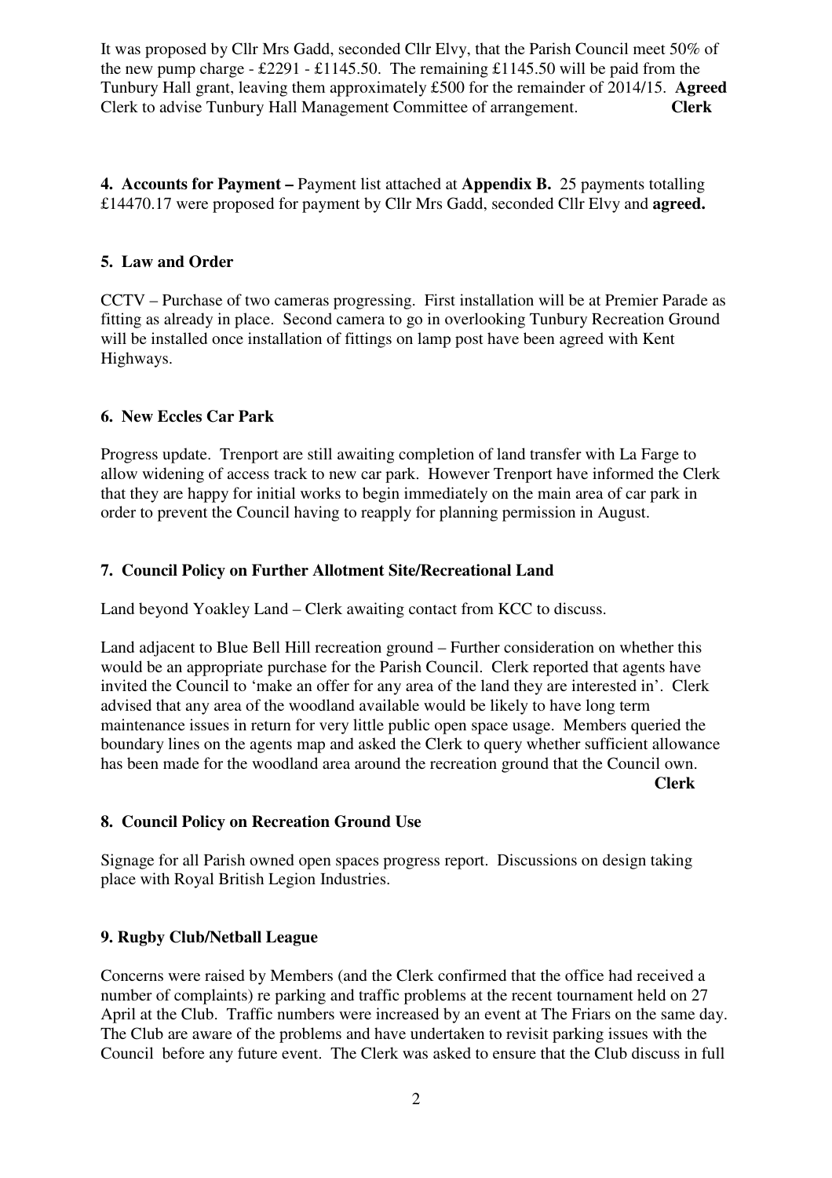It was proposed by Cllr Mrs Gadd, seconded Cllr Elvy, that the Parish Council meet 50% of the new pump charge - £2291 - £1145.50. The remaining £1145.50 will be paid from the Tunbury Hall grant, leaving them approximately £500 for the remainder of 2014/15. **Agreed**
Clerk to advise Tunbury Hall Management Committee of arrangement. **Clerk**

**4. Accounts for Payment –** Payment list attached at **Appendix B.** 25 payments totalling £14470.17 were proposed for payment by Cllr Mrs Gadd, seconded Cllr Elvy and **agreed.**

**5. Law and Order**

CCTV – Purchase of two cameras progressing. First installation will be at Premier Parade as fitting as already in place. Second camera to go in overlooking Tunbury Recreation Ground will be installed once installation of fittings on lamp post have been agreed with Kent Highways.

**6. New Eccles Car Park**

Progress update. Trenport are still awaiting completion of land transfer with La Farge to allow widening of access track to new car park. However Trenport have informed the Clerk that they are happy for initial works to begin immediately on the main area of car park in order to prevent the Council having to reapply for planning permission in August.

**7. Council Policy on Further Allotment Site/Recreational Land**

Land beyond Yoakley Land – Clerk awaiting contact from KCC to discuss.

Land adjacent to Blue Bell Hill recreation ground – Further consideration on whether this would be an appropriate purchase for the Parish Council. Clerk reported that agents have invited the Council to 'make an offer for any area of the land they are interested in'. Clerk advised that any area of the woodland available would be likely to have long term maintenance issues in return for very little public open space usage. Members queried the boundary lines on the agents map and asked the Clerk to query whether sufficient allowance has been made for the woodland area around the recreation ground that the Council own. **Clerk**

**8. Council Policy on Recreation Ground Use**

Signage for all Parish owned open spaces progress report. Discussions on design taking place with Royal British Legion Industries.

**9. Rugby Club/Netball League**

Concerns were raised by Members (and the Clerk confirmed that the office had received a number of complaints) re parking and traffic problems at the recent tournament held on 27 April at the Club. Traffic numbers were increased by an event at The Friars on the same day. The Club are aware of the problems and have undertaken to revisit parking issues with the Council before any future event. The Clerk was asked to ensure that the Club discuss in full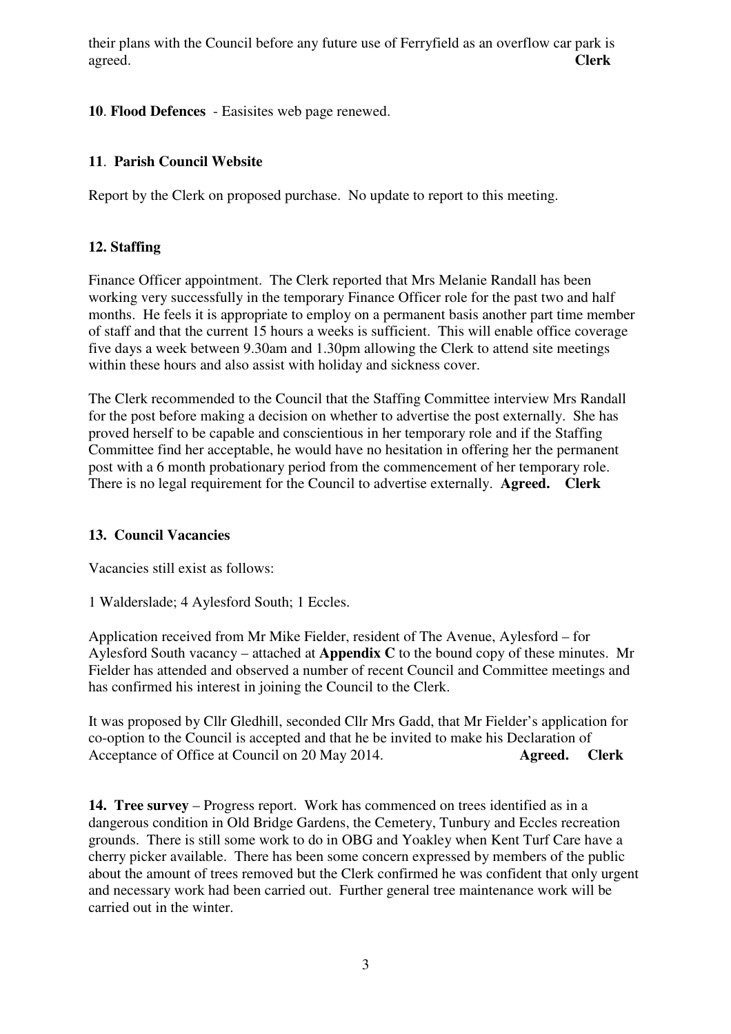their plans with the Council before any future use of Ferryfield as an overflow car park is agreed. **Clerk**

**10**. **Flood Defences** - Easisites web page renewed.

**11**. **Parish Council Website**

Report by the Clerk on proposed purchase. No update to report to this meeting.

**12. Staffing**

Finance Officer appointment. The Clerk reported that Mrs Melanie Randall has been working very successfully in the temporary Finance Officer role for the past two and half months. He feels it is appropriate to employ on a permanent basis another part time member of staff and that the current 15 hours a weeks is sufficient. This will enable office coverage five days a week between 9.30am and 1.30pm allowing the Clerk to attend site meetings within these hours and also assist with holiday and sickness cover.

The Clerk recommended to the Council that the Staffing Committee interview Mrs Randall for the post before making a decision on whether to advertise the post externally. She has proved herself to be capable and conscientious in her temporary role and if the Staffing Committee find her acceptable, he would have no hesitation in offering her the permanent post with a 6 month probationary period from the commencement of her temporary role. There is no legal requirement for the Council to advertise externally. **Agreed. Clerk**

**13. Council Vacancies**

Vacancies still exist as follows:

1 Walderslade; 4 Aylesford South; 1 Eccles.

Application received from Mr Mike Fielder, resident of The Avenue, Aylesford – for Aylesford South vacancy – attached at **Appendix C** to the bound copy of these minutes. Mr Fielder has attended and observed a number of recent Council and Committee meetings and has confirmed his interest in joining the Council to the Clerk.

It was proposed by Cllr Gledhill, seconded Cllr Mrs Gadd, that Mr Fielder's application for co-option to the Council is accepted and that he be invited to make his Declaration of Acceptance of Office at Council on 20 May 2014. **Agreed. Clerk**

**14. Tree survey** – Progress report. Work has commenced on trees identified as in a dangerous condition in Old Bridge Gardens, the Cemetery, Tunbury and Eccles recreation grounds. There is still some work to do in OBG and Yoakley when Kent Turf Care have a cherry picker available. There has been some concern expressed by members of the public about the amount of trees removed but the Clerk confirmed he was confident that only urgent and necessary work had been carried out. Further general tree maintenance work will be carried out in the winter.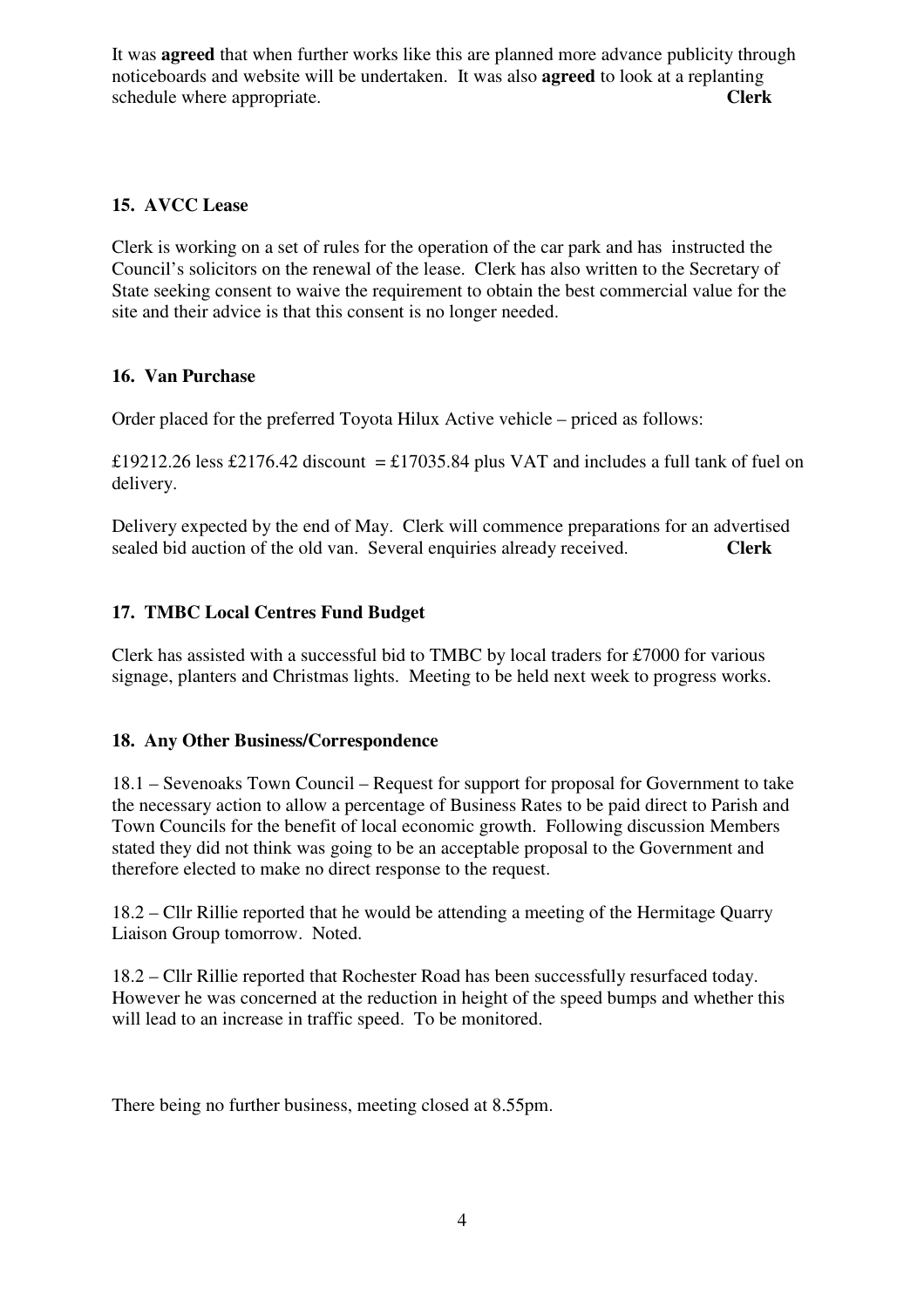It was **agreed** that when further works like this are planned more advance publicity through noticeboards and website will be undertaken. It was also **agreed** to look at a replanting schedule where appropriate. **Clerk**

## 15. AVCC Lease

Clerk is working on a set of rules for the operation of the car park and has instructed the Council's solicitors on the renewal of the lease. Clerk has also written to the Secretary of State seeking consent to waive the requirement to obtain the best commercial value for the site and their advice is that this consent is no longer needed.

## 16. Van Purchase

Order placed for the preferred Toyota Hilux Active vehicle – priced as follows:

£19212.26 less £2176.42 discount = £17035.84 plus VAT and includes a full tank of fuel on delivery.

Delivery expected by the end of May. Clerk will commence preparations for an advertised sealed bid auction of the old van. Several enquiries already received. **Clerk**

## 17. TMBC Local Centres Fund Budget

Clerk has assisted with a successful bid to TMBC by local traders for £7000 for various signage, planters and Christmas lights. Meeting to be held next week to progress works.

## 18. Any Other Business/Correspondence

18.1 – Sevenoaks Town Council – Request for support for proposal for Government to take the necessary action to allow a percentage of Business Rates to be paid direct to Parish and Town Councils for the benefit of local economic growth. Following discussion Members stated they did not think was going to be an acceptable proposal to the Government and therefore elected to make no direct response to the request.

18.2 – Cllr Rillie reported that he would be attending a meeting of the Hermitage Quarry Liaison Group tomorrow. Noted.

18.2 – Cllr Rillie reported that Rochester Road has been successfully resurfaced today. However he was concerned at the reduction in height of the speed bumps and whether this will lead to an increase in traffic speed. To be monitored.

There being no further business, meeting closed at 8.55pm.